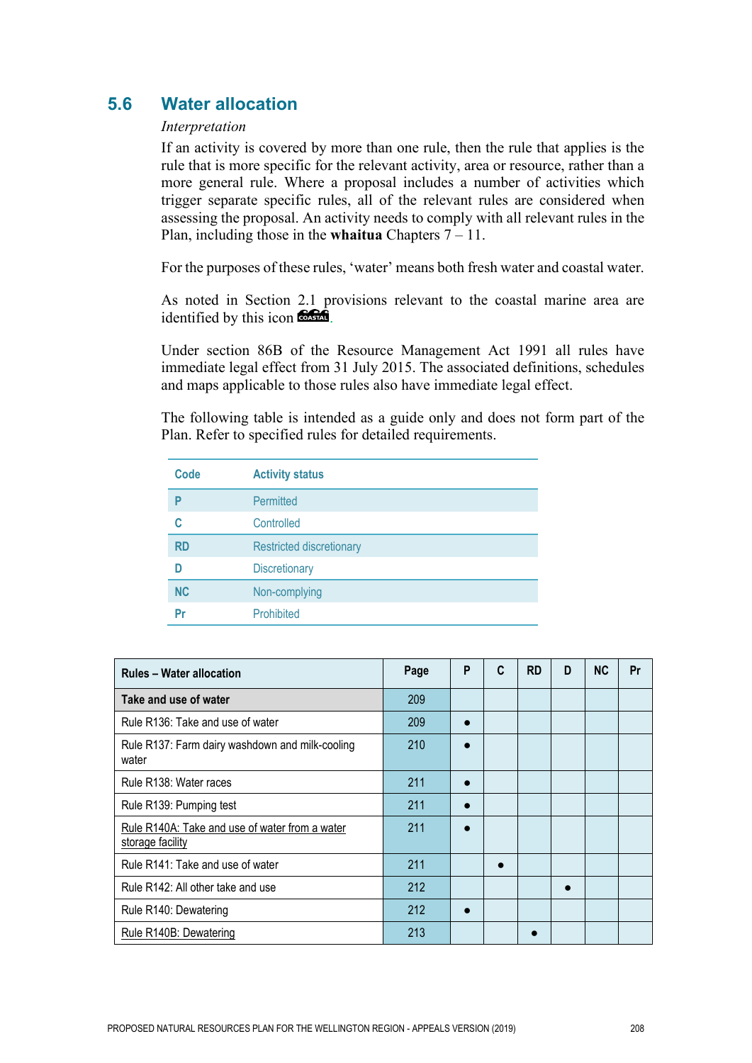## 5.6 Water allocation

*Interpretation*

If an activity is covered by more than one rule, then the rule that applies is the rule that is more specific for the relevant activity, area or resource, rather than a more general rule. Where a proposal includes a number of activities which trigger separate specific rules, all of the relevant rules are considered when assessing the proposal. An activity needs to comply with all relevant rules in the Plan, including those in the **whaitua** Chapters 7 – 11.

For the purposes of these rules, 'water' means both fresh water and coastal water.

As noted in Section 2.1 provisions relevant to the coastal marine area are identified by this icon COASTAL.

Under section 86B of the Resource Management Act 1991 all rules have immediate legal effect from 31 July 2015. The associated definitions, schedules and maps applicable to those rules also have immediate legal effect.

The following table is intended as a guide only and does not form part of the Plan. Refer to specified rules for detailed requirements.

| Code | Activity status |
|---|---|
| **P** | Permitted |
| **C** | Controlled |
| **RD** | Restricted discretionary |
| **D** | Discretionary |
| **NC** | Non-complying |
| **Pr** | Prohibited |

| Rules – Water allocation | Page | P | C | RD | D | NC | Pr |
|---|---|---|---|---|---|---|---|
| **Take and use of water** | 209 | | | | | | |
| Rule R136: Take and use of water | 209 | ● | | | | | |
| Rule R137: Farm dairy washdown and milk-cooling water | 210 | ● | | | | | |
| Rule R138: Water races | 211 | ● | | | | | |
| Rule R139: Pumping test | 211 | ● | | | | | |
| Rule R140A: Take and use of water from a water storage facility | 211 | ● | | | | | |
| Rule R141: Take and use of water | 211 | | ● | | | | |
| Rule R142: All other take and use | 212 | | | | ● | | |
| Rule R140: Dewatering | 212 | ● | | | | | |
| Rule R140B: Dewatering | 213 | | | ● | | | |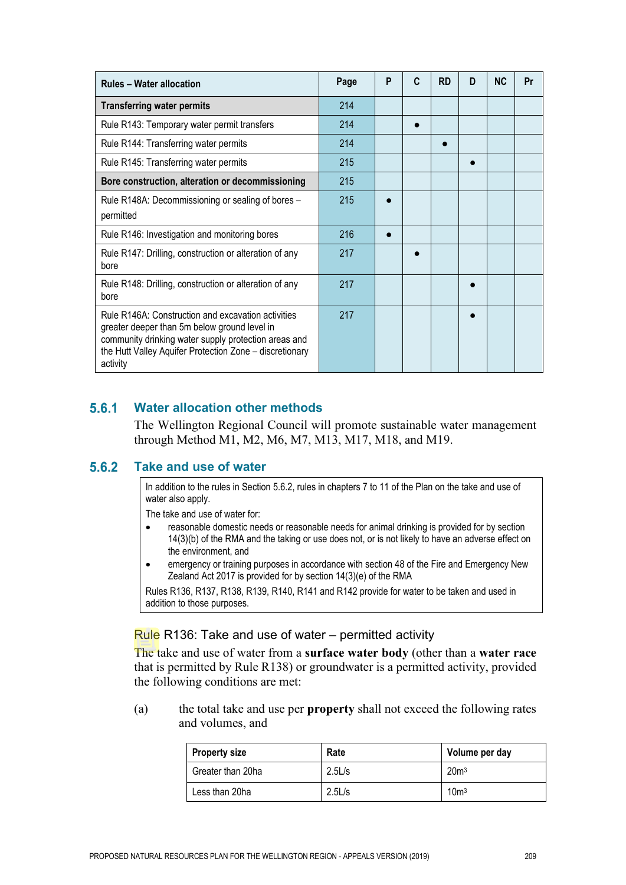| Rules – Water allocation | Page | P | C | RD | D | NC | Pr |
|---|---|---|---|---|---|---|---|
| **Transferring water permits** | 214 | | | | | | |
| Rule R143: Temporary water permit transfers | 214 | | ● | | | | |
| Rule R144: Transferring water permits | 214 | | | ● | | | |
| Rule R145: Transferring water permits | 215 | | | | ● | | |
| **Bore construction, alteration or decommissioning** | 215 | | | | | | |
| Rule R148A: Decommissioning or sealing of bores – permitted | 215 | ● | | | | | |
| Rule R146: Investigation and monitoring bores | 216 | ● | | | | | |
| Rule R147: Drilling, construction or alteration of any bore | 217 | | ● | | | | |
| Rule R148: Drilling, construction or alteration of any bore | 217 | | | | ● | | |
| Rule R146A: Construction and excavation activities greater deeper than 5m below ground level in community drinking water supply protection areas and the Hutt Valley Aquifer Protection Zone – discretionary activity | 217 | | | | ● | | |

## 5.6.1 Water allocation other methods

The Wellington Regional Council will promote sustainable water management through Method M1, M2, M6, M7, M13, M17, M18, and M19.

## 5.6.2 Take and use of water

In addition to the rules in Section 5.6.2, rules in chapters 7 to 11 of the Plan on the take and use of water also apply.

The take and use of water for:

- reasonable domestic needs or reasonable needs for animal drinking is provided for by section 14(3)(b) of the RMA and the taking or use does not, or is not likely to have an adverse effect on the environment, and
- emergency or training purposes in accordance with section 48 of the Fire and Emergency New Zealand Act 2017 is provided for by section 14(3)(e) of the RMA

Rules R136, R137, R138, R139, R140, R141 and R142 provide for water to be taken and used in addition to those purposes.

### Rule R136: Take and use of water – permitted activity

The take and use of water from a **surface water body** (other than a **water race** that is permitted by Rule R138) or groundwater is a permitted activity, provided the following conditions are met:

(a) the total take and use per **property** shall not exceed the following rates and volumes, and

| Property size | Rate | Volume per day |
|---|---|---|
| Greater than 20ha | 2.5L/s | 20m$^3$ |
| Less than 20ha | 2.5L/s | 10m$^3$ |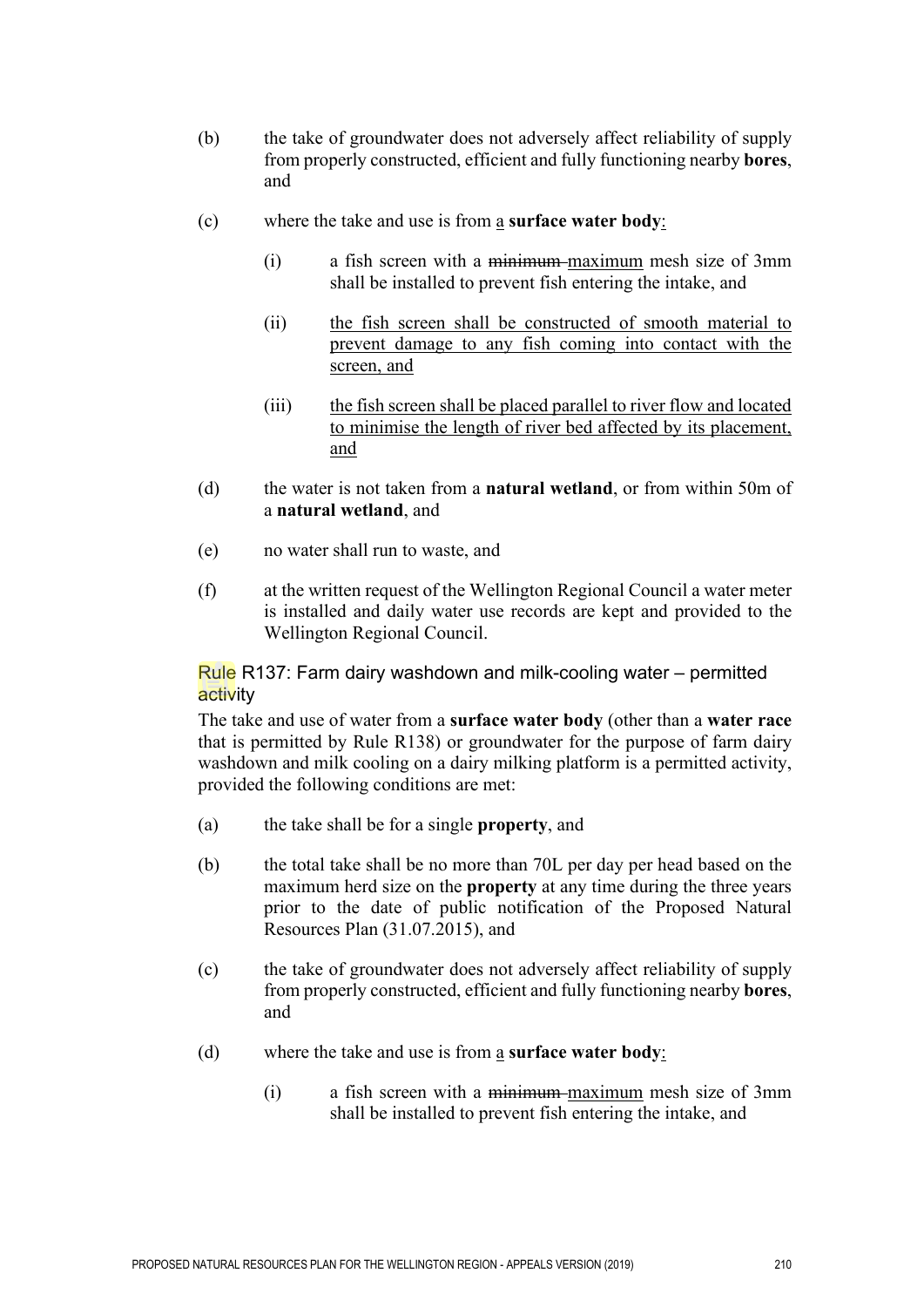(b) the take of groundwater does not adversely affect reliability of supply from properly constructed, efficient and fully functioning nearby **bores**, and

(c) where the take and use is from a **surface water body**:

  (i) a fish screen with a ~~minimum~~ maximum mesh size of 3mm shall be installed to prevent fish entering the intake, and

  (ii) the fish screen shall be constructed of smooth material to prevent damage to any fish coming into contact with the screen, and

  (iii) the fish screen shall be placed parallel to river flow and located to minimise the length of river bed affected by its placement, and

(d) the water is not taken from a **natural wetland**, or from within 50m of a **natural wetland**, and

(e) no water shall run to waste, and

(f) at the written request of the Wellington Regional Council a water meter is installed and daily water use records are kept and provided to the Wellington Regional Council.

### Rule R137: Farm dairy washdown and milk-cooling water – permitted activity

The take and use of water from a **surface water body** (other than a **water race** that is permitted by Rule R138) or groundwater for the purpose of farm dairy washdown and milk cooling on a dairy milking platform is a permitted activity, provided the following conditions are met:

(a) the take shall be for a single **property**, and

(b) the total take shall be no more than 70L per day per head based on the maximum herd size on the **property** at any time during the three years prior to the date of public notification of the Proposed Natural Resources Plan (31.07.2015), and

(c) the take of groundwater does not adversely affect reliability of supply from properly constructed, efficient and fully functioning nearby **bores**, and

(d) where the take and use is from a **surface water body**:

  (i) a fish screen with a ~~minimum~~ maximum mesh size of 3mm shall be installed to prevent fish entering the intake, and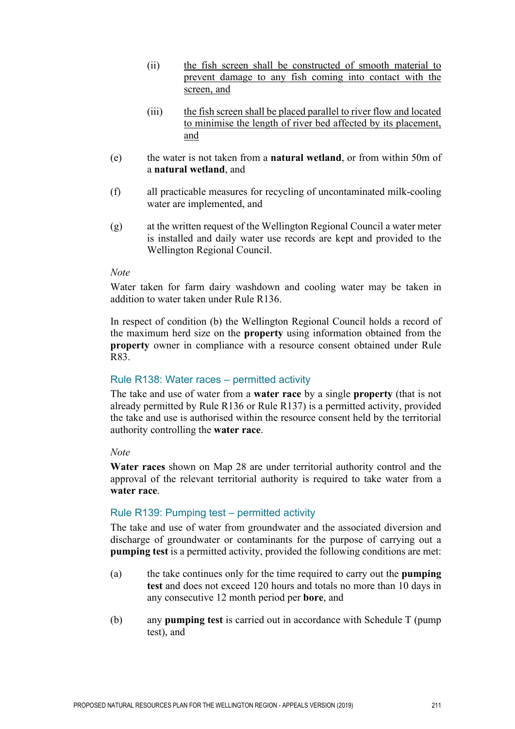(ii) <u>the fish screen shall be constructed of smooth material to prevent damage to any fish coming into contact with the screen, and</u>

(iii) <u>the fish screen shall be placed parallel to river flow and located to minimise the length of river bed affected by its placement, and</u>

(e) the water is not taken from a **natural wetland**, or from within 50m of a **natural wetland**, and

(f) all practicable measures for recycling of uncontaminated milk-cooling water are implemented, and

(g) at the written request of the Wellington Regional Council a water meter is installed and daily water use records are kept and provided to the Wellington Regional Council.

*Note*

Water taken for farm dairy washdown and cooling water may be taken in addition to water taken under Rule R136.

In respect of condition (b) the Wellington Regional Council holds a record of the maximum herd size on the **property** using information obtained from the **property** owner in compliance with a resource consent obtained under Rule R83.

### Rule R138: Water races – permitted activity

The take and use of water from a **water race** by a single **property** (that is not already permitted by Rule R136 or Rule R137) is a permitted activity, provided the take and use is authorised within the resource consent held by the territorial authority controlling the **water race**.

*Note*

**Water races** shown on Map 28 are under territorial authority control and the approval of the relevant territorial authority is required to take water from a **water race**.

### Rule R139: Pumping test – permitted activity

The take and use of water from groundwater and the associated diversion and discharge of groundwater or contaminants for the purpose of carrying out a **pumping test** is a permitted activity, provided the following conditions are met:

(a) the take continues only for the time required to carry out the **pumping test** and does not exceed 120 hours and totals no more than 10 days in any consecutive 12 month period per **bore**, and

(b) any **pumping test** is carried out in accordance with Schedule T (pump test), and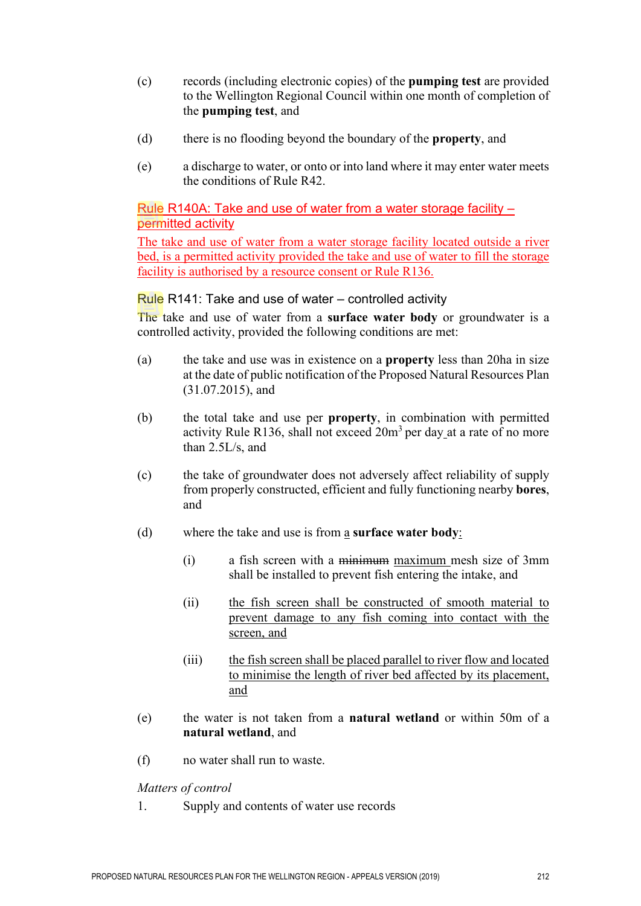(c) records (including electronic copies) of the **pumping test** are provided to the Wellington Regional Council within one month of completion of the **pumping test**, and

(d) there is no flooding beyond the boundary of the **property**, and

(e) a discharge to water, or onto or into land where it may enter water meets the conditions of Rule R42.

### Rule R140A: Take and use of water from a water storage facility – permitted activity

The take and use of water from a water storage facility located outside a river bed, is a permitted activity provided the take and use of water to fill the storage facility is authorised by a resource consent or Rule R136.

### Rule R141: Take and use of water – controlled activity

The take and use of water from a **surface water body** or groundwater is a controlled activity, provided the following conditions are met:

(a) the take and use was in existence on a **property** less than 20ha in size at the date of public notification of the Proposed Natural Resources Plan (31.07.2015), and

(b) the total take and use per **property**, in combination with permitted activity Rule R136, shall not exceed 20m$^3$ per day at a rate of no more than 2.5L/s, and

(c) the take of groundwater does not adversely affect reliability of supply from properly constructed, efficient and fully functioning nearby **bores**, and

(d) where the take and use is from a **surface water body**:

   (i) a fish screen with a ~~minimum~~ maximum mesh size of 3mm shall be installed to prevent fish entering the intake, and

   (ii) the fish screen shall be constructed of smooth material to prevent damage to any fish coming into contact with the screen, and

   (iii) the fish screen shall be placed parallel to river flow and located to minimise the length of river bed affected by its placement, and

(e) the water is not taken from a **natural wetland** or within 50m of a **natural wetland**, and

(f) no water shall run to waste.

*Matters of control*

1. Supply and contents of water use records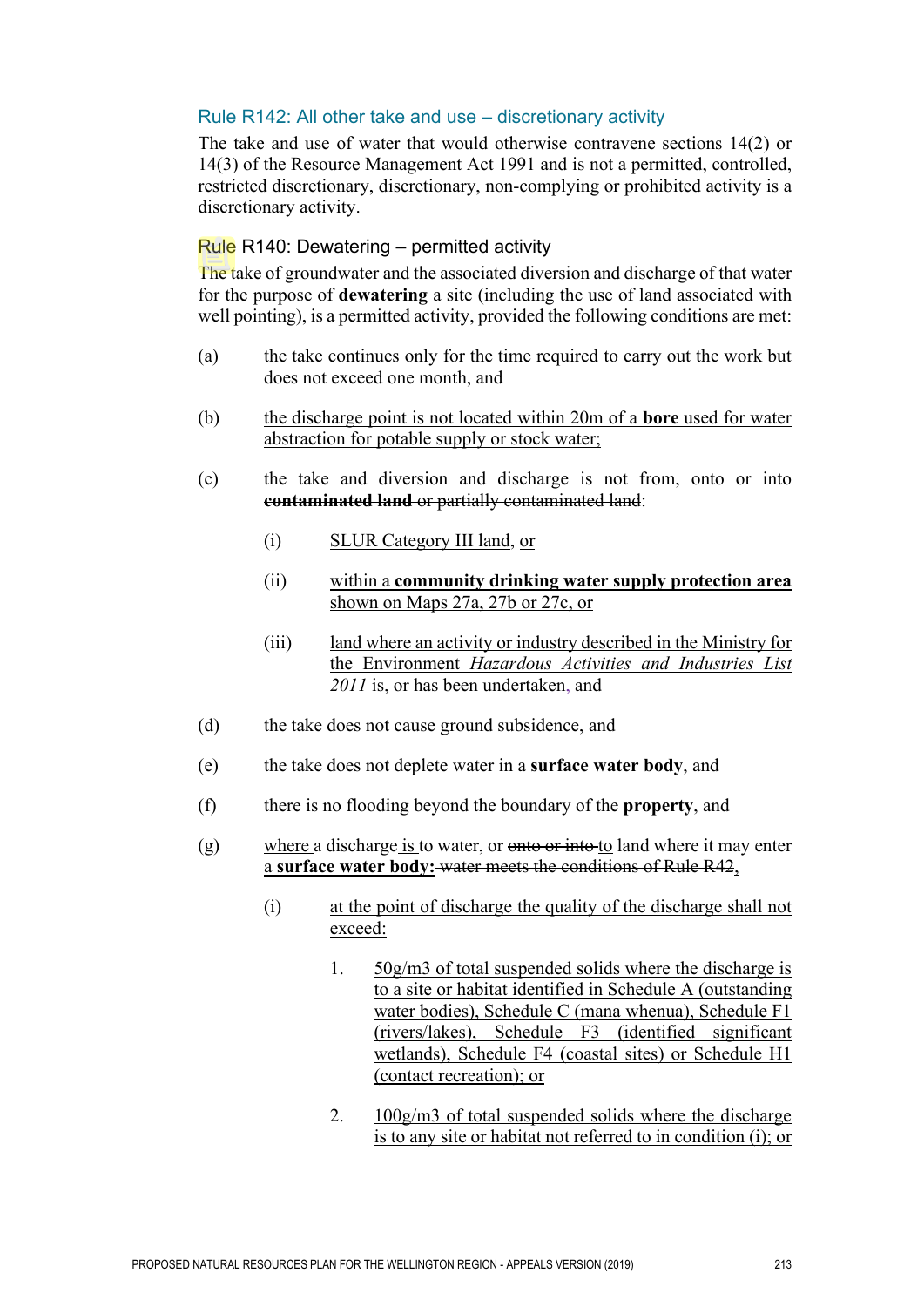### Rule R142: All other take and use – discretionary activity

The take and use of water that would otherwise contravene sections 14(2) or 14(3) of the Resource Management Act 1991 and is not a permitted, controlled, restricted discretionary, discretionary, non-complying or prohibited activity is a discretionary activity.

### Rule R140: Dewatering – permitted activity

The take of groundwater and the associated diversion and discharge of that water for the purpose of **dewatering** a site (including the use of land associated with well pointing), is a permitted activity, provided the following conditions are met:

(a) the take continues only for the time required to carry out the work but does not exceed one month, and

(b) the discharge point is not located within 20m of a **bore** used for water abstraction for potable supply or stock water;

(c) the take and diversion and discharge is not from, onto or into ~~**contaminated land** or partially contaminated land~~:

  (i) SLUR Category III land, or

  (ii) within a **community drinking water supply protection area** shown on Maps 27a, 27b or 27c, or

  (iii) land where an activity or industry described in the Ministry for the Environment *Hazardous Activities and Industries List 2011* is, or has been undertaken, and

(d) the take does not cause ground subsidence, and

(e) the take does not deplete water in a **surface water body**, and

(f) there is no flooding beyond the boundary of the **property**, and

(g) where a discharge is to water, or ~~onto or into~~ to land where it may enter a **surface water body:** ~~water meets the conditions of Rule R42~~,

  (i) at the point of discharge the quality of the discharge shall not exceed:

    1. 50g/m3 of total suspended solids where the discharge is to a site or habitat identified in Schedule A (outstanding water bodies), Schedule C (mana whenua), Schedule F1 (rivers/lakes), Schedule F3 (identified significant wetlands), Schedule F4 (coastal sites) or Schedule H1 (contact recreation); or

    2. 100g/m3 of total suspended solids where the discharge is to any site or habitat not referred to in condition (i); or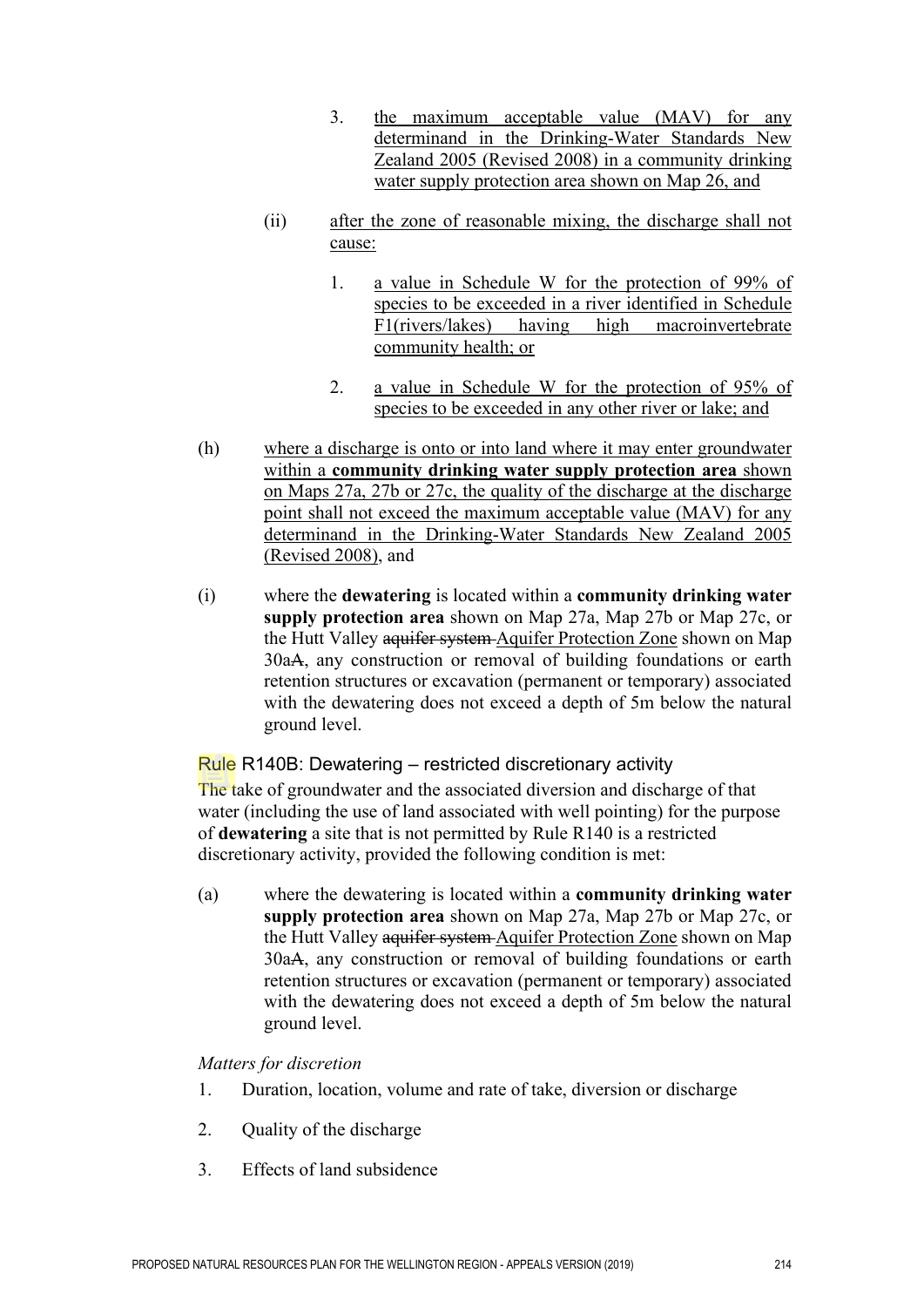3. the maximum acceptable value (MAV) for any determinand in the Drinking-Water Standards New Zealand 2005 (Revised 2008) in a community drinking water supply protection area shown on Map 26, and

(ii) after the zone of reasonable mixing, the discharge shall not cause:

1. a value in Schedule W for the protection of 99% of species to be exceeded in a river identified in Schedule F1(rivers/lakes) having high macroinvertebrate community health; or

2. a value in Schedule W for the protection of 95% of species to be exceeded in any other river or lake; and

(h) where a discharge is onto or into land where it may enter groundwater within a **community drinking water supply protection area** shown on Maps 27a, 27b or 27c, the quality of the discharge at the discharge point shall not exceed the maximum acceptable value (MAV) for any determinand in the Drinking-Water Standards New Zealand 2005 (Revised 2008), and

(i) where the **dewatering** is located within a **community drinking water supply protection area** shown on Map 27a, Map 27b or Map 27c, or the Hutt Valley ~~aquifer system~~ Aquifer Protection Zone shown on Map 30a~~A~~, any construction or removal of building foundations or earth retention structures or excavation (permanent or temporary) associated with the dewatering does not exceed a depth of 5m below the natural ground level.

### Rule R140B: Dewatering – restricted discretionary activity

The take of groundwater and the associated diversion and discharge of that water (including the use of land associated with well pointing) for the purpose of **dewatering** a site that is not permitted by Rule R140 is a restricted discretionary activity, provided the following condition is met:

(a) where the dewatering is located within a **community drinking water supply protection area** shown on Map 27a, Map 27b or Map 27c, or the Hutt Valley ~~aquifer system~~ Aquifer Protection Zone shown on Map 30a~~A~~, any construction or removal of building foundations or earth retention structures or excavation (permanent or temporary) associated with the dewatering does not exceed a depth of 5m below the natural ground level.

*Matters for discretion*

1. Duration, location, volume and rate of take, diversion or discharge
2. Quality of the discharge
3. Effects of land subsidence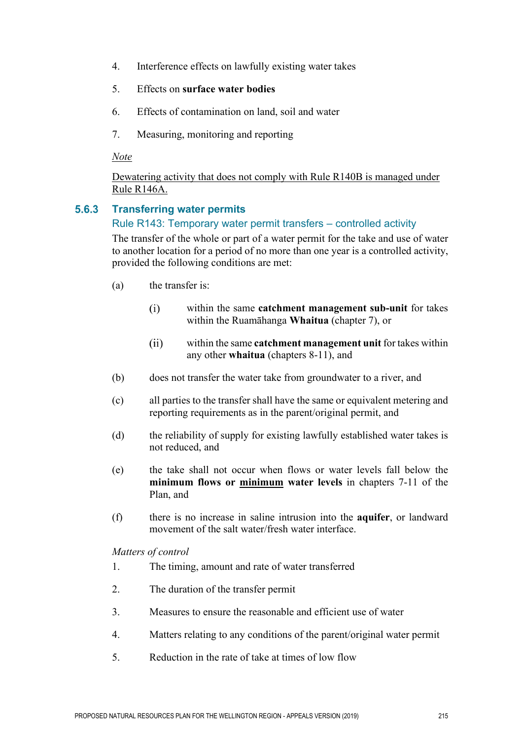4. Interference effects on lawfully existing water takes
5. Effects on **surface water bodies**
6. Effects of contamination on land, soil and water
7. Measuring, monitoring and reporting

*Note*

Dewatering activity that does not comply with Rule R140B is managed under Rule R146A.

## 5.6.3 Transferring water permits

### Rule R143: Temporary water permit transfers – controlled activity

The transfer of the whole or part of a water permit for the take and use of water to another location for a period of no more than one year is a controlled activity, provided the following conditions are met:

(a) the transfer is:

  (i) within the same **catchment management sub-unit** for takes within the Ruamāhanga **Whaitua** (chapter 7), or

  (ii) within the same **catchment management unit** for takes within any other **whaitua** (chapters 8-11), and

(b) does not transfer the water take from groundwater to a river, and

(c) all parties to the transfer shall have the same or equivalent metering and reporting requirements as in the parent/original permit, and

(d) the reliability of supply for existing lawfully established water takes is not reduced, and

(e) the take shall not occur when flows or water levels fall below the **minimum flows or minimum water levels** in chapters 7-11 of the Plan, and

(f) there is no increase in saline intrusion into the **aquifer**, or landward movement of the salt water/fresh water interface.

*Matters of control*

1. The timing, amount and rate of water transferred
2. The duration of the transfer permit
3. Measures to ensure the reasonable and efficient use of water
4. Matters relating to any conditions of the parent/original water permit
5. Reduction in the rate of take at times of low flow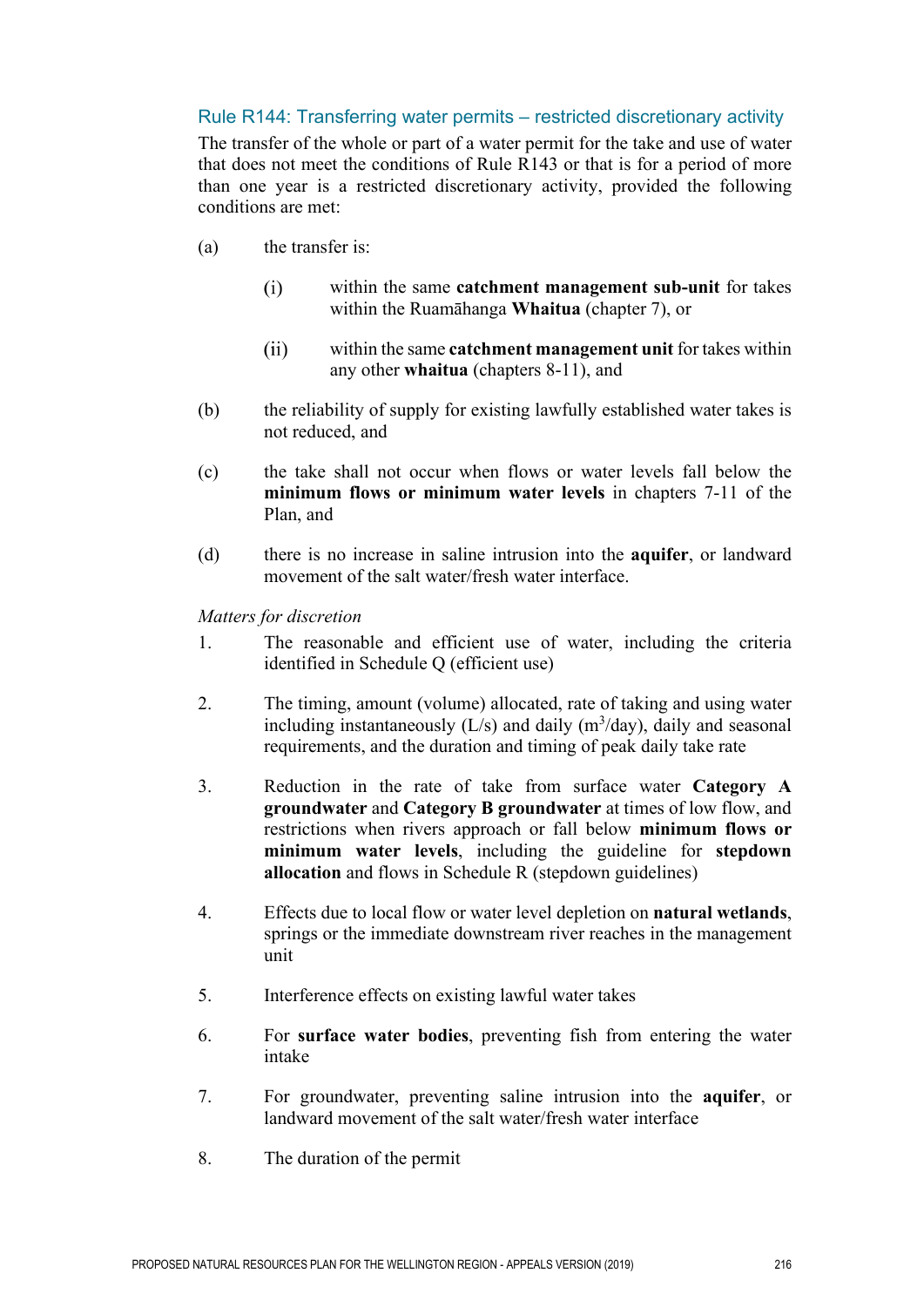### Rule R144: Transferring water permits – restricted discretionary activity

The transfer of the whole or part of a water permit for the take and use of water that does not meet the conditions of Rule R143 or that is for a period of more than one year is a restricted discretionary activity, provided the following conditions are met:

(a) the transfer is:

 (i) within the same **catchment management sub-unit** for takes within the Ruamāhanga **Whaitua** (chapter 7), or

 (ii) within the same **catchment management unit** for takes within any other **whaitua** (chapters 8-11), and

(b) the reliability of supply for existing lawfully established water takes is not reduced, and

(c) the take shall not occur when flows or water levels fall below the **minimum flows or minimum water levels** in chapters 7-11 of the Plan, and

(d) there is no increase in saline intrusion into the **aquifer**, or landward movement of the salt water/fresh water interface.

*Matters for discretion*

1. The reasonable and efficient use of water, including the criteria identified in Schedule Q (efficient use)

2. The timing, amount (volume) allocated, rate of taking and using water including instantaneously (L/s) and daily ($m^3$/day), daily and seasonal requirements, and the duration and timing of peak daily take rate

3. Reduction in the rate of take from surface water **Category A groundwater** and **Category B groundwater** at times of low flow, and restrictions when rivers approach or fall below **minimum flows or minimum water levels**, including the guideline for **stepdown allocation** and flows in Schedule R (stepdown guidelines)

4. Effects due to local flow or water level depletion on **natural wetlands**, springs or the immediate downstream river reaches in the management unit

5. Interference effects on existing lawful water takes

6. For **surface water bodies**, preventing fish from entering the water intake

7. For groundwater, preventing saline intrusion into the **aquifer**, or landward movement of the salt water/fresh water interface

8. The duration of the permit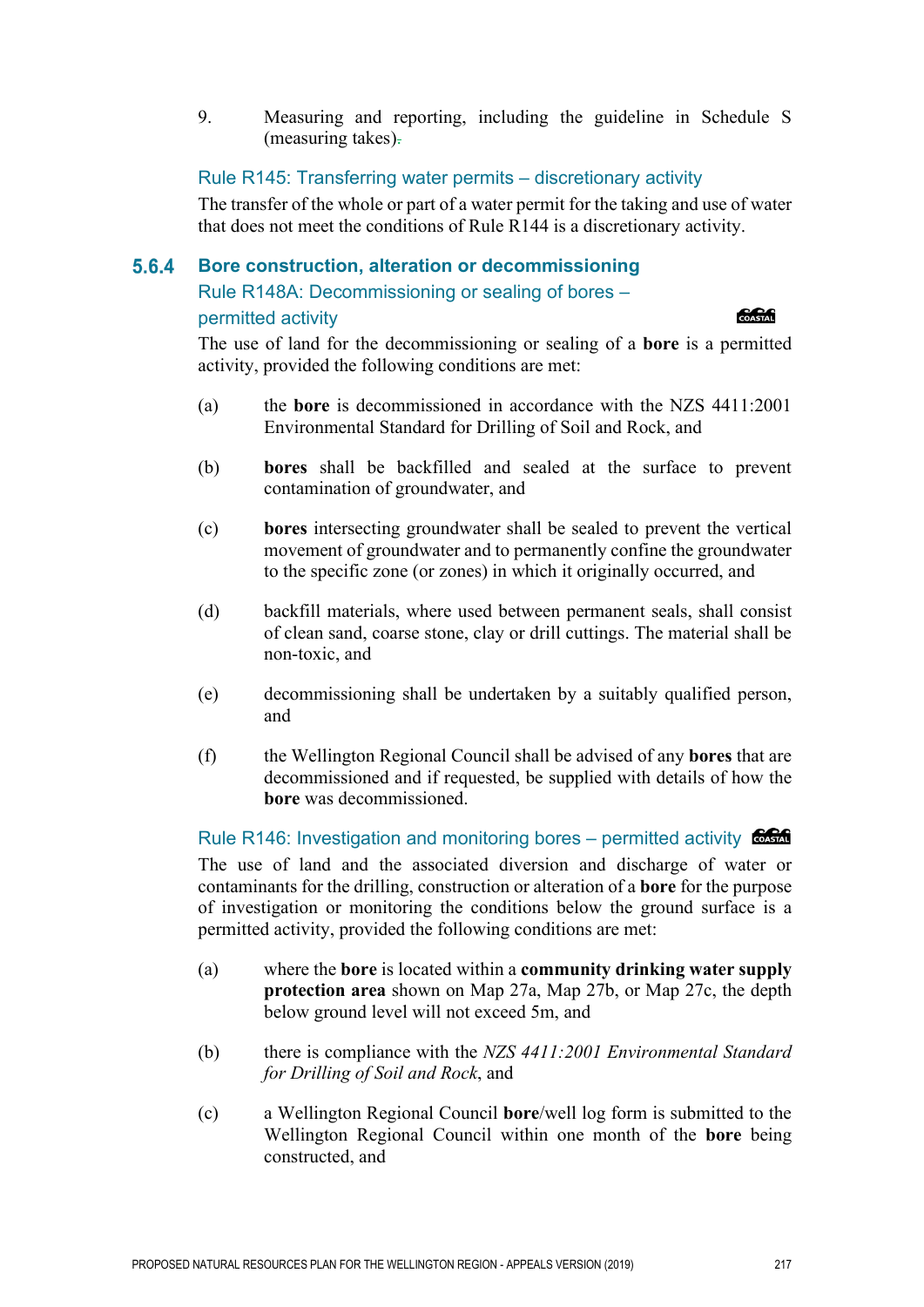9. Measuring and reporting, including the guideline in Schedule S (measuring takes).

### Rule R145: Transferring water permits – discretionary activity

The transfer of the whole or part of a water permit for the taking and use of water that does not meet the conditions of Rule R144 is a discretionary activity.

## 5.6.4 Bore construction, alteration or decommissioning

### Rule R148A: Decommissioning or sealing of bores – permitted activity

COASTAL

The use of land for the decommissioning or sealing of a **bore** is a permitted activity, provided the following conditions are met:

(a) the **bore** is decommissioned in accordance with the NZS 4411:2001 Environmental Standard for Drilling of Soil and Rock, and

(b) **bores** shall be backfilled and sealed at the surface to prevent contamination of groundwater, and

(c) **bores** intersecting groundwater shall be sealed to prevent the vertical movement of groundwater and to permanently confine the groundwater to the specific zone (or zones) in which it originally occurred, and

(d) backfill materials, where used between permanent seals, shall consist of clean sand, coarse stone, clay or drill cuttings. The material shall be non-toxic, and

(e) decommissioning shall be undertaken by a suitably qualified person, and

(f) the Wellington Regional Council shall be advised of any **bores** that are decommissioned and if requested, be supplied with details of how the **bore** was decommissioned.

### Rule R146: Investigation and monitoring bores – permitted activity

COASTAL

The use of land and the associated diversion and discharge of water or contaminants for the drilling, construction or alteration of a **bore** for the purpose of investigation or monitoring the conditions below the ground surface is a permitted activity, provided the following conditions are met:

(a) where the **bore** is located within a **community drinking water supply protection area** shown on Map 27a, Map 27b, or Map 27c, the depth below ground level will not exceed 5m, and

(b) there is compliance with the *NZS 4411:2001 Environmental Standard for Drilling of Soil and Rock*, and

(c) a Wellington Regional Council **bore**/well log form is submitted to the Wellington Regional Council within one month of the **bore** being constructed, and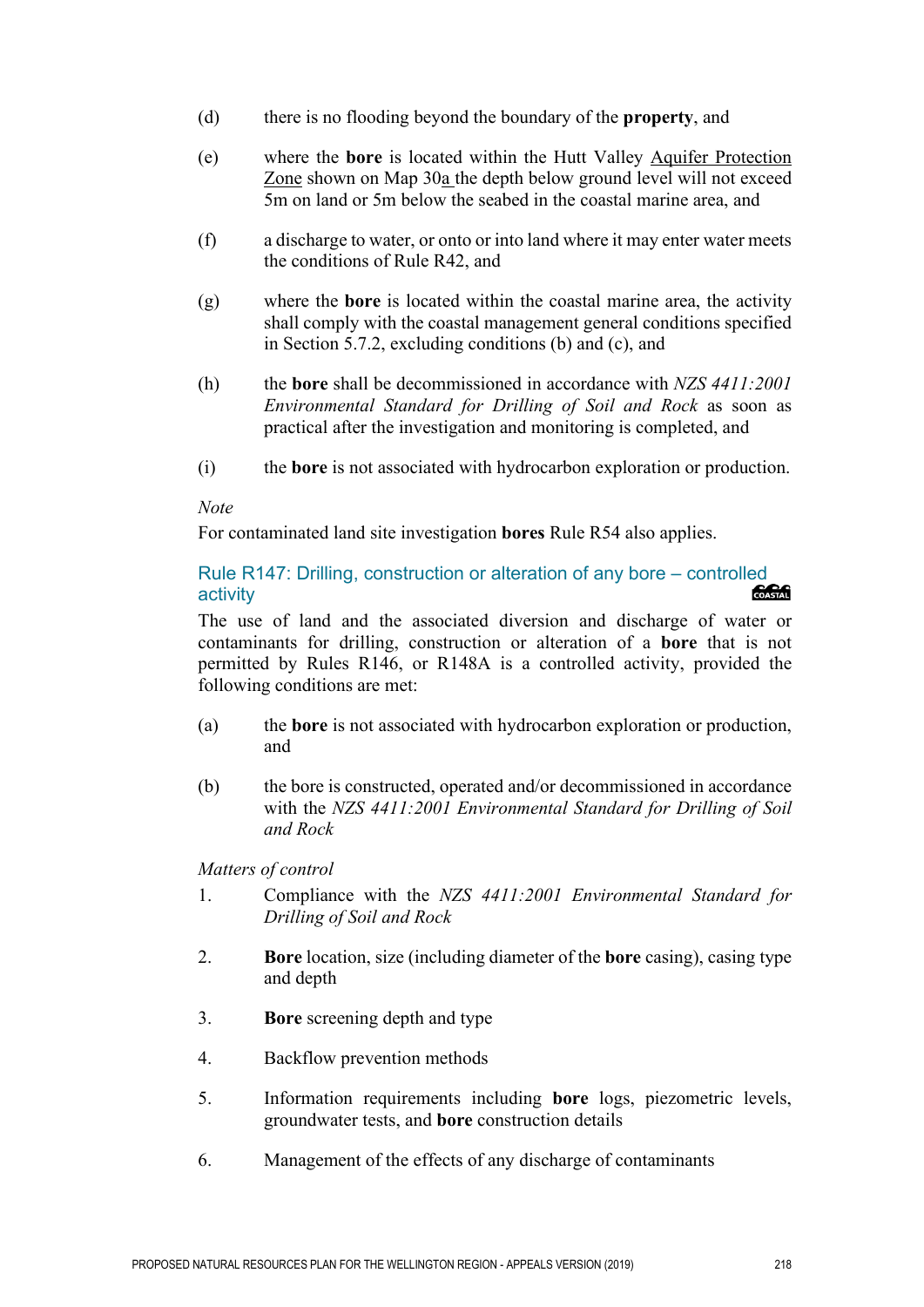(d) there is no flooding beyond the boundary of the **property**, and

(e) where the **bore** is located within the Hutt Valley Aquifer Protection Zone shown on Map 30a the depth below ground level will not exceed 5m on land or 5m below the seabed in the coastal marine area, and

(f) a discharge to water, or onto or into land where it may enter water meets the conditions of Rule R42, and

(g) where the **bore** is located within the coastal marine area, the activity shall comply with the coastal management general conditions specified in Section 5.7.2, excluding conditions (b) and (c), and

(h) the **bore** shall be decommissioned in accordance with *NZS 4411:2001 Environmental Standard for Drilling of Soil and Rock* as soon as practical after the investigation and monitoring is completed, and

(i) the **bore** is not associated with hydrocarbon exploration or production.

*Note*

For contaminated land site investigation **bores** Rule R54 also applies.

### Rule R147: Drilling, construction or alteration of any bore – controlled activity

COASTAL

The use of land and the associated diversion and discharge of water or contaminants for drilling, construction or alteration of a **bore** that is not permitted by Rules R146, or R148A is a controlled activity, provided the following conditions are met:

(a) the **bore** is not associated with hydrocarbon exploration or production, and

(b) the bore is constructed, operated and/or decommissioned in accordance with the *NZS 4411:2001 Environmental Standard for Drilling of Soil and Rock*

*Matters of control*

1. Compliance with the *NZS 4411:2001 Environmental Standard for Drilling of Soil and Rock*
2. **Bore** location, size (including diameter of the **bore** casing), casing type and depth
3. **Bore** screening depth and type
4. Backflow prevention methods
5. Information requirements including **bore** logs, piezometric levels, groundwater tests, and **bore** construction details
6. Management of the effects of any discharge of contaminants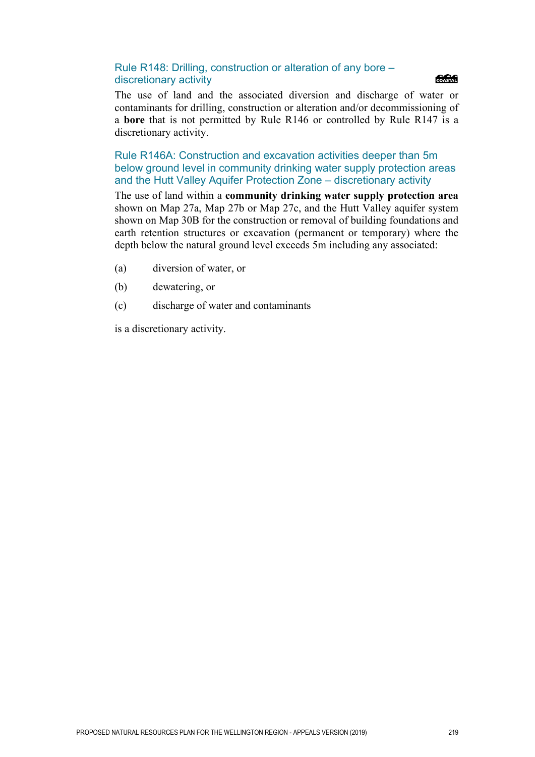### Rule R148: Drilling, construction or alteration of any bore – discretionary activity

COASTAL

The use of land and the associated diversion and discharge of water or contaminants for drilling, construction or alteration and/or decommissioning of a **bore** that is not permitted by Rule R146 or controlled by Rule R147 is a discretionary activity.

### Rule R146A: Construction and excavation activities deeper than 5m below ground level in community drinking water supply protection areas and the Hutt Valley Aquifer Protection Zone – discretionary activity

The use of land within a **community drinking water supply protection area** shown on Map 27a, Map 27b or Map 27c, and the Hutt Valley aquifer system shown on Map 30B for the construction or removal of building foundations and earth retention structures or excavation (permanent or temporary) where the depth below the natural ground level exceeds 5m including any associated:

(a) diversion of water, or

(b) dewatering, or

(c) discharge of water and contaminants

is a discretionary activity.